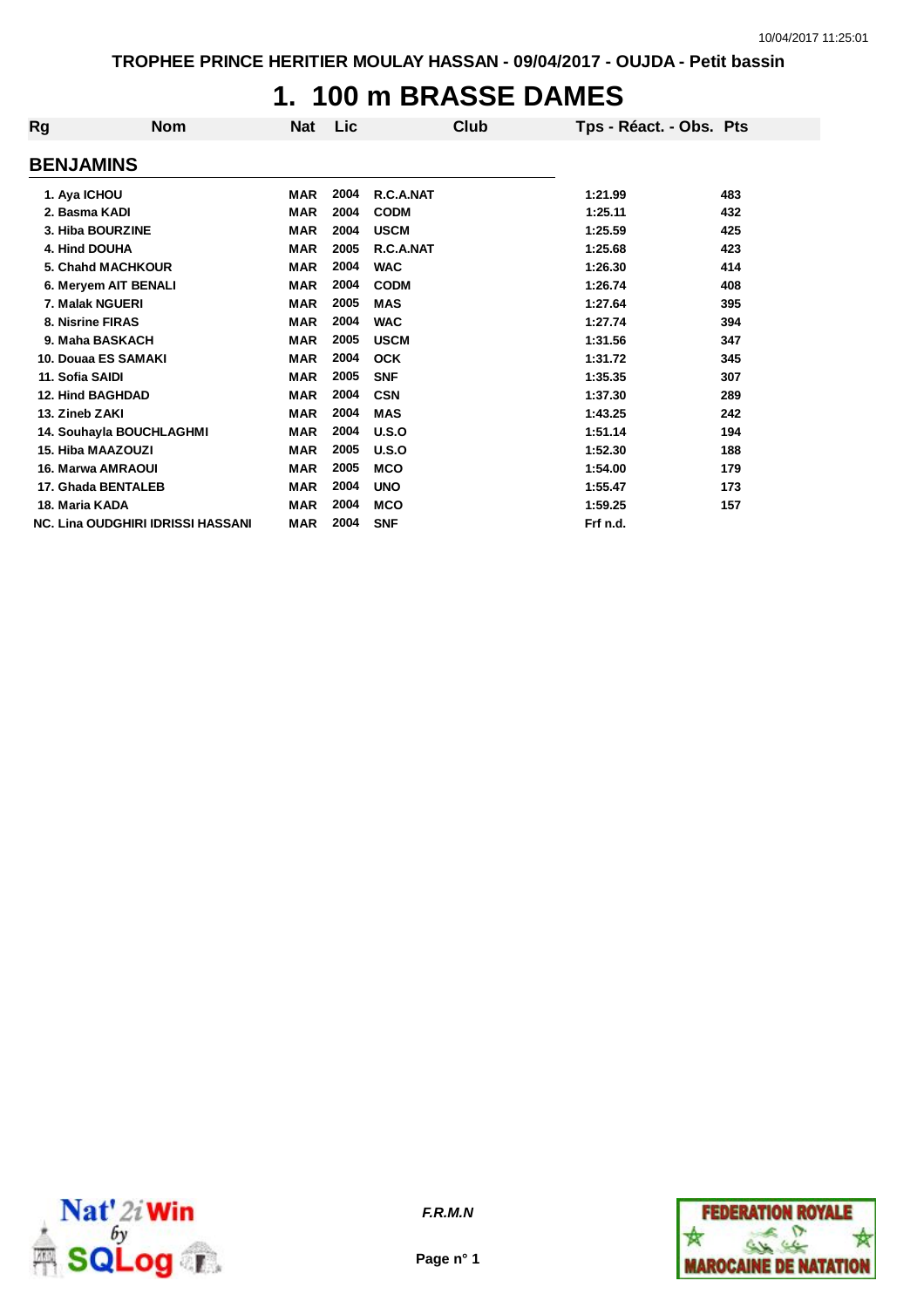TROPHEE PRINCE HERITIER MOULAY HASSAN - 09/04/2017 - OUJDA - Petit bassin

# 1. 100 m BRASSE DAMES

## BENJAMINS

| Rg | Nom | Nat | Lic | Club | Tps - Réact. - Obs. | Pts |
|---|---|---|---|---|---|---|
| 1. | Aya ICHOU | MAR | 2004 | R.C.A.NAT | 1:21.99 | 483 |
| 2. | Basma KADI | MAR | 2004 | CODM | 1:25.11 | 432 |
| 3. | Hiba BOURZINE | MAR | 2004 | USCM | 1:25.59 | 425 |
| 4. | Hind DOUHA | MAR | 2005 | R.C.A.NAT | 1:25.68 | 423 |
| 5. | Chahd MACHKOUR | MAR | 2004 | WAC | 1:26.30 | 414 |
| 6. | Meryem AIT BENALI | MAR | 2004 | CODM | 1:26.74 | 408 |
| 7. | Malak NGUERI | MAR | 2005 | MAS | 1:27.64 | 395 |
| 8. | Nisrine FIRAS | MAR | 2004 | WAC | 1:27.74 | 394 |
| 9. | Maha BASKACH | MAR | 2005 | USCM | 1:31.56 | 347 |
| 10. | Douaa ES SAMAKI | MAR | 2004 | OCK | 1:31.72 | 345 |
| 11. | Sofia SAIDI | MAR | 2005 | SNF | 1:35.35 | 307 |
| 12. | Hind BAGHDAD | MAR | 2004 | CSN | 1:37.30 | 289 |
| 13. | Zineb ZAKI | MAR | 2004 | MAS | 1:43.25 | 242 |
| 14. | Souhayla BOUCHLAGHMI | MAR | 2004 | U.S.O | 1:51.14 | 194 |
| 15. | Hiba MAAZOUZI | MAR | 2005 | U.S.O | 1:52.30 | 188 |
| 16. | Marwa AMRAOUI | MAR | 2005 | MCO | 1:54.00 | 179 |
| 17. | Ghada BENTALEB | MAR | 2004 | UNO | 1:55.47 | 173 |
| 18. | Maria KADA | MAR | 2004 | MCO | 1:59.25 | 157 |
| NC. | Lina OUDGHIRI IDRISSI HASSANI | MAR | 2004 | SNF | Frf n.d. | |

F.R.M.N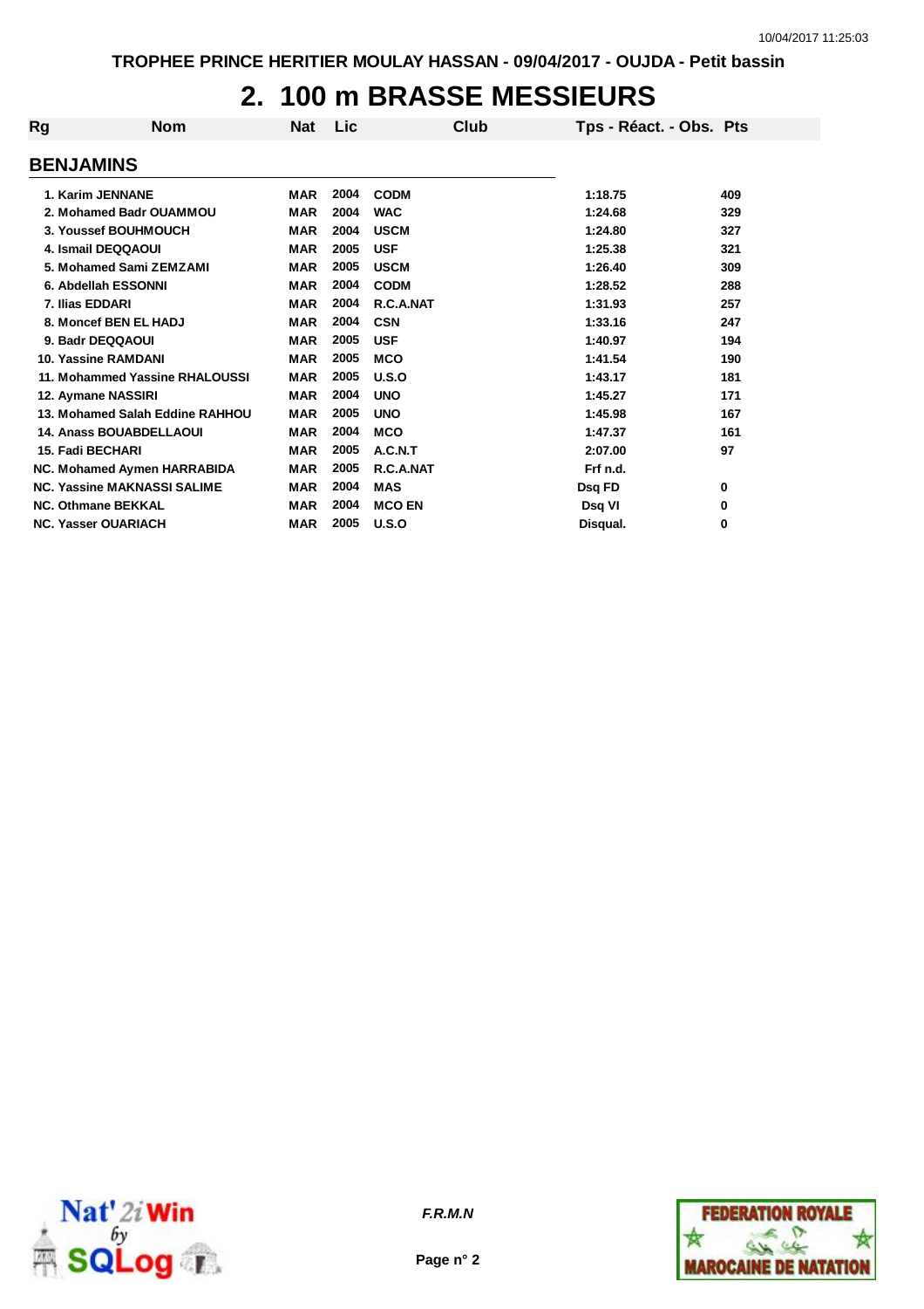TROPHEE PRINCE HERITIER MOULAY HASSAN - 09/04/2017 - OUJDA - Petit bassin

# 2. 100 m BRASSE MESSIEURS

## BENJAMINS

| Rg | Nom | Nat | Lic | Club | Tps - Réact. - Obs. | Pts |
|---|---|---|---|---|---|---|
| 1. | Karim JENNANE | MAR | 2004 | CODM | 1:18.75 | 409 |
| 2. | Mohamed Badr OUAMMOU | MAR | 2004 | WAC | 1:24.68 | 329 |
| 3. | Youssef BOUHMOUCH | MAR | 2004 | USCM | 1:24.80 | 327 |
| 4. | Ismail DEQQAOUI | MAR | 2005 | USF | 1:25.38 | 321 |
| 5. | Mohamed Sami ZEMZAMI | MAR | 2005 | USCM | 1:26.40 | 309 |
| 6. | Abdellah ESSONNI | MAR | 2004 | CODM | 1:28.52 | 288 |
| 7. | Ilias EDDARI | MAR | 2004 | R.C.A.NAT | 1:31.93 | 257 |
| 8. | Moncef BEN EL HADJ | MAR | 2004 | CSN | 1:33.16 | 247 |
| 9. | Badr DEQQAOUI | MAR | 2005 | USF | 1:40.97 | 194 |
| 10. | Yassine RAMDANI | MAR | 2005 | MCO | 1:41.54 | 190 |
| 11. | Mohammed Yassine RHALOUSSI | MAR | 2005 | U.S.O | 1:43.17 | 181 |
| 12. | Aymane NASSIRI | MAR | 2004 | UNO | 1:45.27 | 171 |
| 13. | Mohamed Salah Eddine RAHHOU | MAR | 2005 | UNO | 1:45.98 | 167 |
| 14. | Anass BOUABDELLAOUI | MAR | 2004 | MCO | 1:47.37 | 161 |
| 15. | Fadi BECHARI | MAR | 2005 | A.C.N.T | 2:07.00 | 97 |
| NC. | Mohamed Aymen HARRABIDA | MAR | 2005 | R.C.A.NAT | Frf n.d. | |
| NC. | Yassine MAKNASSI SALIME | MAR | 2004 | MAS | Dsq FD | 0 |
| NC. | Othmane BEKKAL | MAR | 2004 | MCO EN | Dsq VI | 0 |
| NC. | Yasser OUARIACH | MAR | 2005 | U.S.O | Disqual. | 0 |

*F.R.M.N*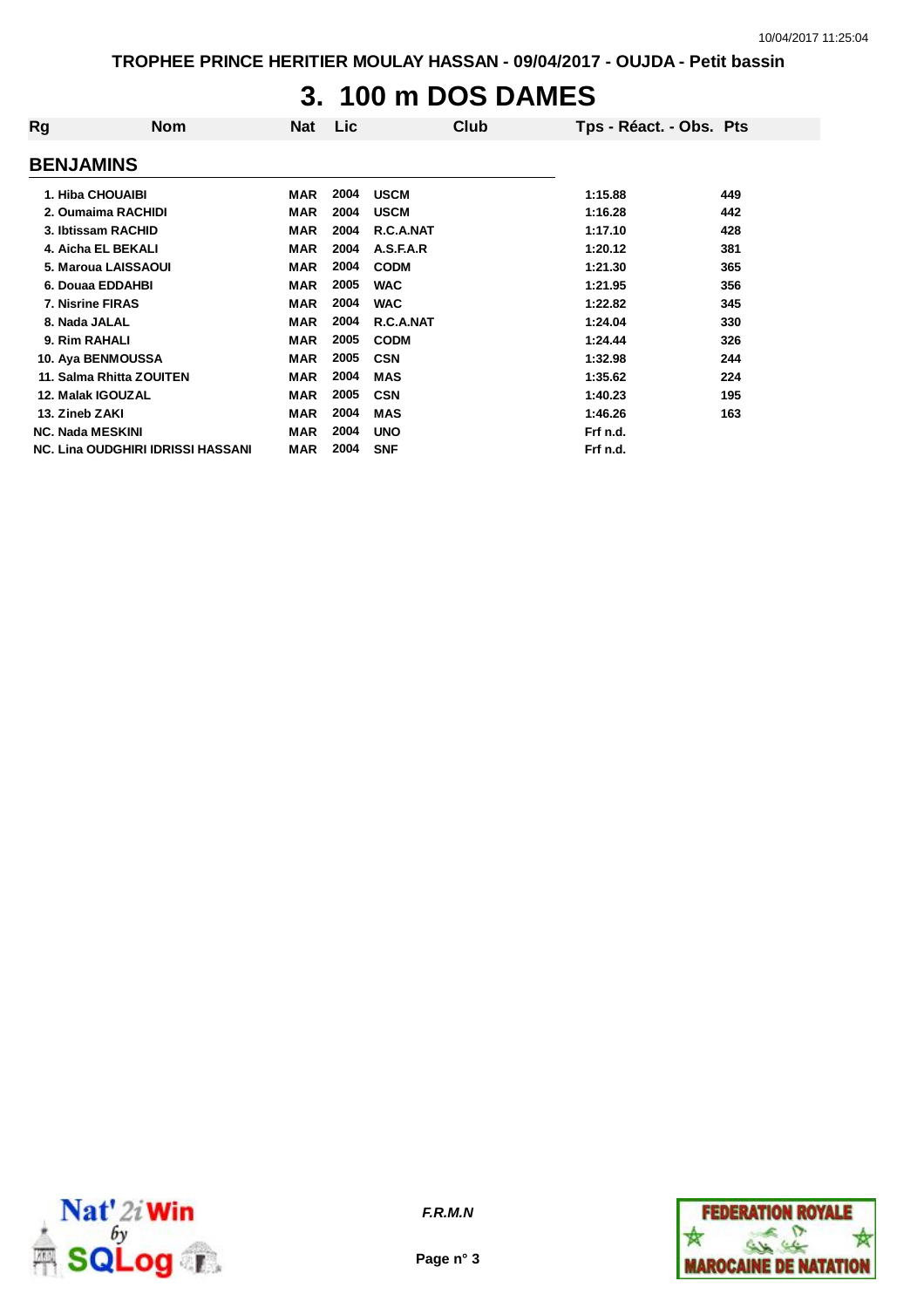TROPHEE PRINCE HERITIER MOULAY HASSAN - 09/04/2017 - OUJDA - Petit bassin

# 3. 100 m DOS DAMES

## BENJAMINS

| Rg | Nom | Nat | Lic | Club | Tps - Réact. - Obs. | Pts |
|---|---|---|---|---|---|---|
| 1. | Hiba CHOUAIBI | MAR | 2004 | USCM | 1:15.88 | 449 |
| 2. | Oumaima RACHIDI | MAR | 2004 | USCM | 1:16.28 | 442 |
| 3. | Ibtissam RACHID | MAR | 2004 | R.C.A.NAT | 1:17.10 | 428 |
| 4. | Aicha EL BEKALI | MAR | 2004 | A.S.F.A.R | 1:20.12 | 381 |
| 5. | Maroua LAISSAOUI | MAR | 2004 | CODM | 1:21.30 | 365 |
| 6. | Douaa EDDAHBI | MAR | 2005 | WAC | 1:21.95 | 356 |
| 7. | Nisrine FIRAS | MAR | 2004 | WAC | 1:22.82 | 345 |
| 8. | Nada JALAL | MAR | 2004 | R.C.A.NAT | 1:24.04 | 330 |
| 9. | Rim RAHALI | MAR | 2005 | CODM | 1:24.44 | 326 |
| 10. | Aya BENMOUSSA | MAR | 2005 | CSN | 1:32.98 | 244 |
| 11. | Salma Rhitta ZOUITEN | MAR | 2004 | MAS | 1:35.62 | 224 |
| 12. | Malak IGOUZAL | MAR | 2005 | CSN | 1:40.23 | 195 |
| 13. | Zineb ZAKI | MAR | 2004 | MAS | 1:46.26 | 163 |
| NC. | Nada MESKINI | MAR | 2004 | UNO | Frf n.d. | |
| NC. | Lina OUDGHIRI IDRISSI HASSANI | MAR | 2004 | SNF | Frf n.d. | |

*F.R.M.N*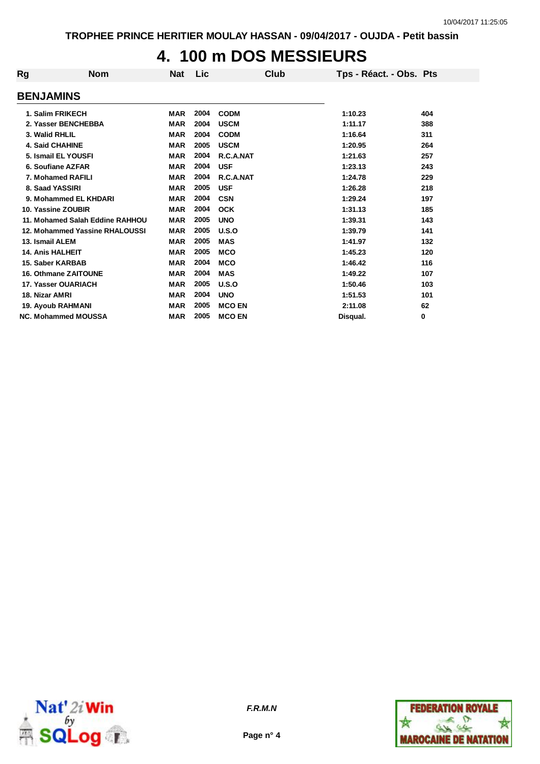TROPHEE PRINCE HERITIER MOULAY HASSAN - 09/04/2017 - OUJDA - Petit bassin

# 4. 100 m DOS MESSIEURS

## BENJAMINS

| Rg | Nom | Nat | Lic | Club | Tps - Réact. - Obs. | Pts |
|---|---|---|---|---|---|---|
| 1. | Salim FRIKECH | MAR | 2004 | CODM | 1:10.23 | 404 |
| 2. | Yasser BENCHEBBA | MAR | 2004 | USCM | 1:11.17 | 388 |
| 3. | Walid RHLIL | MAR | 2004 | CODM | 1:16.64 | 311 |
| 4. | Said CHAHINE | MAR | 2005 | USCM | 1:20.95 | 264 |
| 5. | Ismail EL YOUSFI | MAR | 2004 | R.C.A.NAT | 1:21.63 | 257 |
| 6. | Soufiane AZFAR | MAR | 2004 | USF | 1:23.13 | 243 |
| 7. | Mohamed RAFILI | MAR | 2004 | R.C.A.NAT | 1:24.78 | 229 |
| 8. | Saad YASSIRI | MAR | 2005 | USF | 1:26.28 | 218 |
| 9. | Mohammed EL KHDARI | MAR | 2004 | CSN | 1:29.24 | 197 |
| 10. | Yassine ZOUBIR | MAR | 2004 | OCK | 1:31.13 | 185 |
| 11. | Mohamed Salah Eddine RAHHOU | MAR | 2005 | UNO | 1:39.31 | 143 |
| 12. | Mohammed Yassine RHALOUSSI | MAR | 2005 | U.S.O | 1:39.79 | 141 |
| 13. | Ismail ALEM | MAR | 2005 | MAS | 1:41.97 | 132 |
| 14. | Anis HALHEIT | MAR | 2005 | MCO | 1:45.23 | 120 |
| 15. | Saber KARBAB | MAR | 2004 | MCO | 1:46.42 | 116 |
| 16. | Othmane ZAITOUNE | MAR | 2004 | MAS | 1:49.22 | 107 |
| 17. | Yasser OUARIACH | MAR | 2005 | U.S.O | 1:50.46 | 103 |
| 18. | Nizar AMRI | MAR | 2004 | UNO | 1:51.53 | 101 |
| 19. | Ayoub RAHMANI | MAR | 2005 | MCO EN | 2:11.08 | 62 |
| NC. | Mohammed MOUSSA | MAR | 2005 | MCO EN | Disqual. | 0 |

*F.R.M.N*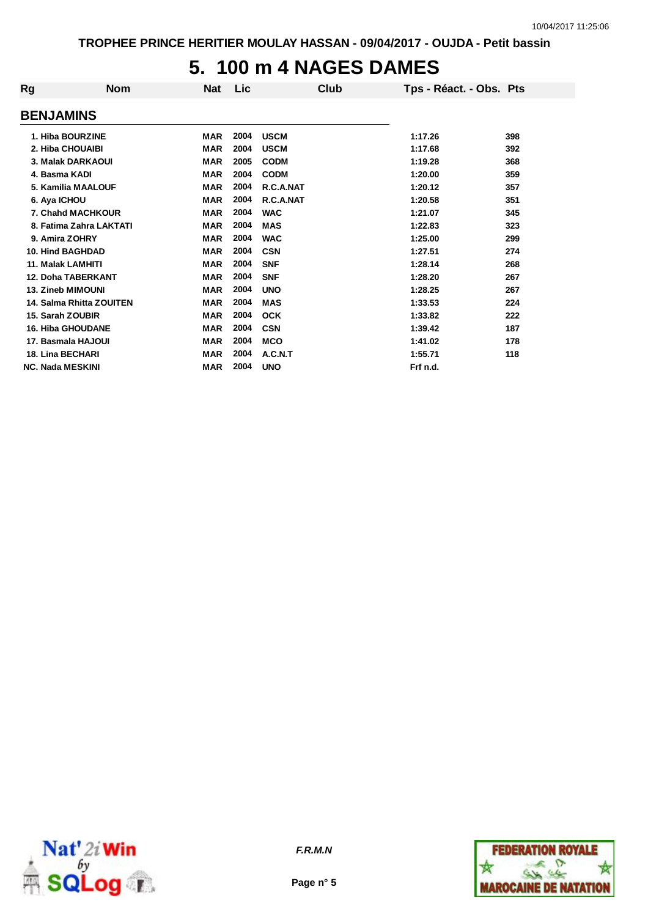# 5. 100 m 4 NAGES DAMES

| Rg | Nom | Nat | Lic | Club | Tps - Réact. - Obs. | Pts |
|---|---|---|---|---|---|---|
| **BENJAMINS** | | | | | | |
| 1. | Hiba BOURZINE | MAR | 2004 | USCM | 1:17.26 | 398 |
| 2. | Hiba CHOUAIBI | MAR | 2004 | USCM | 1:17.68 | 392 |
| 3. | Malak DARKAOUI | MAR | 2005 | CODM | 1:19.28 | 368 |
| 4. | Basma KADI | MAR | 2004 | CODM | 1:20.00 | 359 |
| 5. | Kamilia MAALOUF | MAR | 2004 | R.C.A.NAT | 1:20.12 | 357 |
| 6. | Aya ICHOU | MAR | 2004 | R.C.A.NAT | 1:20.58 | 351 |
| 7. | Chahd MACHKOUR | MAR | 2004 | WAC | 1:21.07 | 345 |
| 8. | Fatima Zahra LAKTATI | MAR | 2004 | MAS | 1:22.83 | 323 |
| 9. | Amira ZOHRY | MAR | 2004 | WAC | 1:25.00 | 299 |
| 10. | Hind BAGHDAD | MAR | 2004 | CSN | 1:27.51 | 274 |
| 11. | Malak LAMHITI | MAR | 2004 | SNF | 1:28.14 | 268 |
| 12. | Doha TABERKANT | MAR | 2004 | SNF | 1:28.20 | 267 |
| 13. | Zineb MIMOUNI | MAR | 2004 | UNO | 1:28.25 | 267 |
| 14. | Salma Rhitta ZOUITEN | MAR | 2004 | MAS | 1:33.53 | 224 |
| 15. | Sarah ZOUBIR | MAR | 2004 | OCK | 1:33.82 | 222 |
| 16. | Hiba GHOUDANE | MAR | 2004 | CSN | 1:39.42 | 187 |
| 17. | Basmala HAJOUI | MAR | 2004 | MCO | 1:41.02 | 178 |
| 18. | Lina BECHARI | MAR | 2004 | A.C.N.T | 1:55.71 | 118 |
| NC. | Nada MESKINI | MAR | 2004 | UNO | Frf n.d. | |

*F.R.M.N*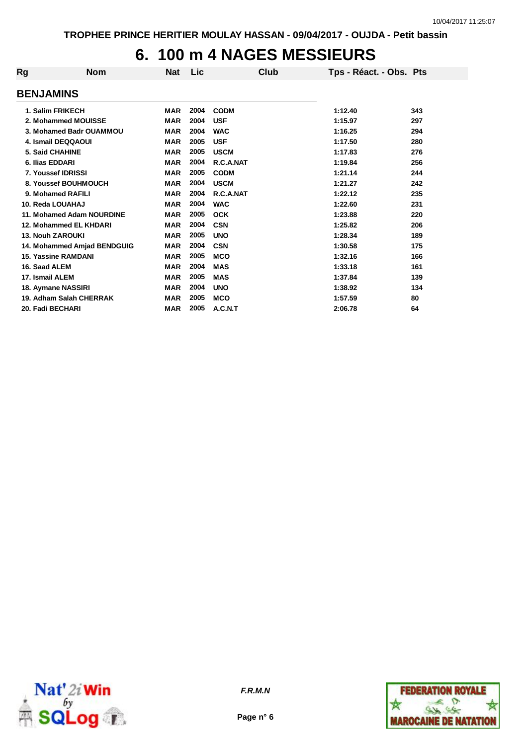# 6. 100 m 4 NAGES MESSIEURS

## BENJAMINS

| Rg | Nom | Nat | Lic | Club | Tps - Réact. - Obs. | Pts |
|---|---|---|---|---|---|---|
| 1. | Salim FRIKECH | MAR | 2004 | CODM | 1:12.40 | 343 |
| 2. | Mohammed MOUISSE | MAR | 2004 | USF | 1:15.97 | 297 |
| 3. | Mohamed Badr OUAMMOU | MAR | 2004 | WAC | 1:16.25 | 294 |
| 4. | Ismail DEQQAOUI | MAR | 2005 | USF | 1:17.50 | 280 |
| 5. | Said CHAHINE | MAR | 2005 | USCM | 1:17.83 | 276 |
| 6. | Ilias EDDARI | MAR | 2004 | R.C.A.NAT | 1:19.84 | 256 |
| 7. | Youssef IDRISSI | MAR | 2005 | CODM | 1:21.14 | 244 |
| 8. | Youssef BOUHMOUCH | MAR | 2004 | USCM | 1:21.27 | 242 |
| 9. | Mohamed RAFILI | MAR | 2004 | R.C.A.NAT | 1:22.12 | 235 |
| 10. | Reda LOUAHAJ | MAR | 2004 | WAC | 1:22.60 | 231 |
| 11. | Mohamed Adam NOURDINE | MAR | 2005 | OCK | 1:23.88 | 220 |
| 12. | Mohammed EL KHDARI | MAR | 2004 | CSN | 1:25.82 | 206 |
| 13. | Nouh ZAROUKI | MAR | 2005 | UNO | 1:28.34 | 189 |
| 14. | Mohammed Amjad BENDGUIG | MAR | 2004 | CSN | 1:30.58 | 175 |
| 15. | Yassine RAMDANI | MAR | 2005 | MCO | 1:32.16 | 166 |
| 16. | Saad ALEM | MAR | 2004 | MAS | 1:33.18 | 161 |
| 17. | Ismail ALEM | MAR | 2005 | MAS | 1:37.84 | 139 |
| 18. | Aymane NASSIRI | MAR | 2004 | UNO | 1:38.92 | 134 |
| 19. | Adham Salah CHERRAK | MAR | 2005 | MCO | 1:57.59 | 80 |
| 20. | Fadi BECHARI | MAR | 2005 | A.C.N.T | 2:06.78 | 64 |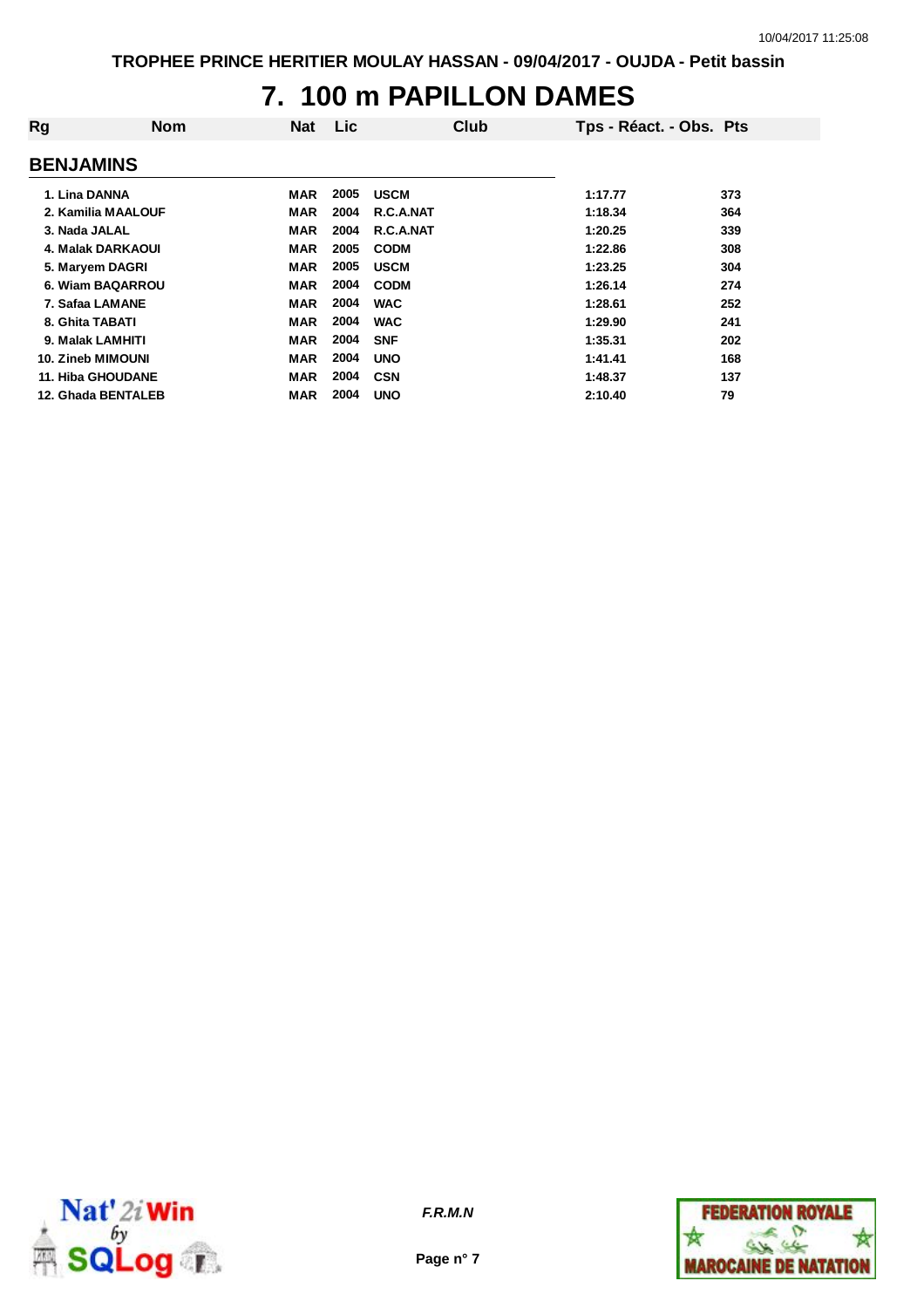# 7. 100 m PAPILLON DAMES

## BENJAMINS

| Rg | Nom | Nat | Lic | Club | Tps - Réact. - Obs. | Pts |
|---|---|---|---|---|---|---|
| 1. | Lina DANNA | MAR | 2005 | USCM | 1:17.77 | 373 |
| 2. | Kamilia MAALOUF | MAR | 2004 | R.C.A.NAT | 1:18.34 | 364 |
| 3. | Nada JALAL | MAR | 2004 | R.C.A.NAT | 1:20.25 | 339 |
| 4. | Malak DARKAOUI | MAR | 2005 | CODM | 1:22.86 | 308 |
| 5. | Maryem DAGRI | MAR | 2005 | USCM | 1:23.25 | 304 |
| 6. | Wiam BAQARROU | MAR | 2004 | CODM | 1:26.14 | 274 |
| 7. | Safaa LAMANE | MAR | 2004 | WAC | 1:28.61 | 252 |
| 8. | Ghita TABATI | MAR | 2004 | WAC | 1:29.90 | 241 |
| 9. | Malak LAMHITI | MAR | 2004 | SNF | 1:35.31 | 202 |
| 10. | Zineb MIMOUNI | MAR | 2004 | UNO | 1:41.41 | 168 |
| 11. | Hiba GHOUDANE | MAR | 2004 | CSN | 1:48.37 | 137 |
| 12. | Ghada BENTALEB | MAR | 2004 | UNO | 2:10.40 | 79 |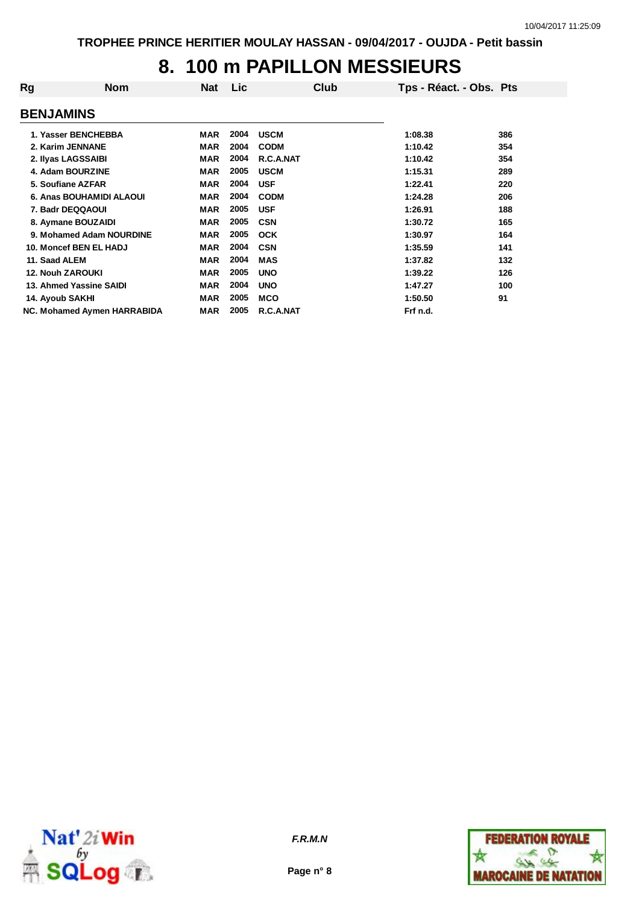# 8. 100 m PAPILLON MESSIEURS

## BENJAMINS

| Rg | Nom | Nat | Lic | Club | Tps - Réact. - Obs. | Pts |
|---|---|---|---|---|---|---|
| 1. | Yasser BENCHEBBA | MAR | 2004 | USCM | 1:08.38 | 386 |
| 2. | Karim JENNANE | MAR | 2004 | CODM | 1:10.42 | 354 |
| 2. | Ilyas LAGSSAIBI | MAR | 2004 | R.C.A.NAT | 1:10.42 | 354 |
| 4. | Adam BOURZINE | MAR | 2005 | USCM | 1:15.31 | 289 |
| 5. | Soufiane AZFAR | MAR | 2004 | USF | 1:22.41 | 220 |
| 6. | Anas BOUHAMIDI ALAOUI | MAR | 2004 | CODM | 1:24.28 | 206 |
| 7. | Badr DEQQAOUI | MAR | 2005 | USF | 1:26.91 | 188 |
| 8. | Aymane BOUZAIDI | MAR | 2005 | CSN | 1:30.72 | 165 |
| 9. | Mohamed Adam NOURDINE | MAR | 2005 | OCK | 1:30.97 | 164 |
| 10. | Moncef BEN EL HADJ | MAR | 2004 | CSN | 1:35.59 | 141 |
| 11. | Saad ALEM | MAR | 2004 | MAS | 1:37.82 | 132 |
| 12. | Nouh ZAROUKI | MAR | 2005 | UNO | 1:39.22 | 126 |
| 13. | Ahmed Yassine SAIDI | MAR | 2004 | UNO | 1:47.27 | 100 |
| 14. | Ayoub SAKHI | MAR | 2005 | MCO | 1:50.50 | 91 |
| NC. | Mohamed Aymen HARRABIDA | MAR | 2005 | R.C.A.NAT | Frf n.d. | |

*F.R.M.N*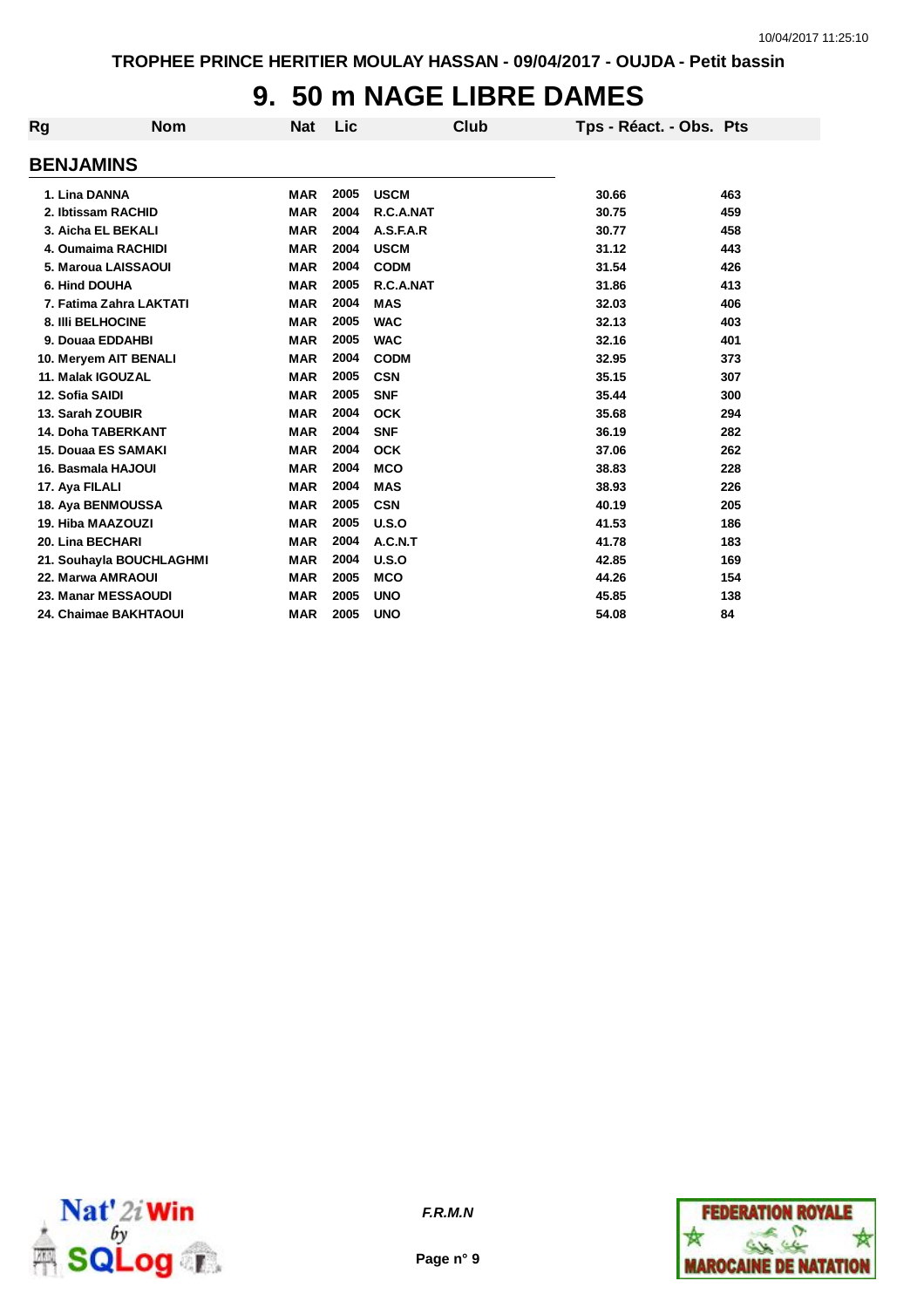# 9. 50 m NAGE LIBRE DAMES

## BENJAMINS

| Rg | Nom | Nat | Lic | Club | Tps - Réact. - Obs. | Pts |
|---|---|---|---|---|---|---|
| 1. | Lina DANNA | MAR | 2005 | USCM | 30.66 | 463 |
| 2. | Ibtissam RACHID | MAR | 2004 | R.C.A.NAT | 30.75 | 459 |
| 3. | Aicha EL BEKALI | MAR | 2004 | A.S.F.A.R | 30.77 | 458 |
| 4. | Oumaima RACHIDI | MAR | 2004 | USCM | 31.12 | 443 |
| 5. | Maroua LAISSAOUI | MAR | 2004 | CODM | 31.54 | 426 |
| 6. | Hind DOUHA | MAR | 2005 | R.C.A.NAT | 31.86 | 413 |
| 7. | Fatima Zahra LAKTATI | MAR | 2004 | MAS | 32.03 | 406 |
| 8. | Illi BELHOCINE | MAR | 2005 | WAC | 32.13 | 403 |
| 9. | Douaa EDDAHBI | MAR | 2005 | WAC | 32.16 | 401 |
| 10. | Meryem AIT BENALI | MAR | 2004 | CODM | 32.95 | 373 |
| 11. | Malak IGOUZAL | MAR | 2005 | CSN | 35.15 | 307 |
| 12. | Sofia SAIDI | MAR | 2005 | SNF | 35.44 | 300 |
| 13. | Sarah ZOUBIR | MAR | 2004 | OCK | 35.68 | 294 |
| 14. | Doha TABERKANT | MAR | 2004 | SNF | 36.19 | 282 |
| 15. | Douaa ES SAMAKI | MAR | 2004 | OCK | 37.06 | 262 |
| 16. | Basmala HAJOUI | MAR | 2004 | MCO | 38.83 | 228 |
| 17. | Aya FILALI | MAR | 2004 | MAS | 38.93 | 226 |
| 18. | Aya BENMOUSSA | MAR | 2005 | CSN | 40.19 | 205 |
| 19. | Hiba MAAZOUZI | MAR | 2005 | U.S.O | 41.53 | 186 |
| 20. | Lina BECHARI | MAR | 2004 | A.C.N.T | 41.78 | 183 |
| 21. | Souhayla BOUCHLAGHMI | MAR | 2004 | U.S.O | 42.85 | 169 |
| 22. | Marwa AMRAOUI | MAR | 2005 | MCO | 44.26 | 154 |
| 23. | Manar MESSAOUDI | MAR | 2005 | UNO | 45.85 | 138 |
| 24. | Chaimae BAKHTAOUI | MAR | 2005 | UNO | 54.08 | 84 |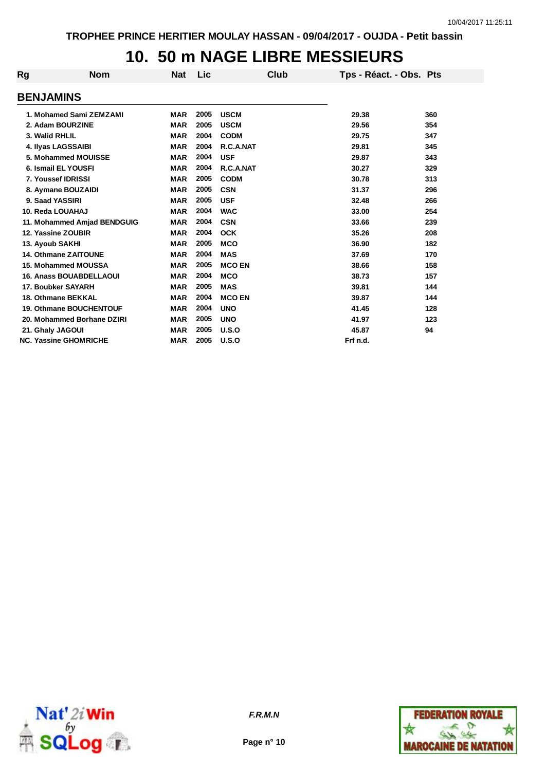# 10. 50 m NAGE LIBRE MESSIEURS

## BENJAMINS

| Rg | Nom | Nat | Lic | Club | Tps - Réact. - Obs. | Pts |
|---|---|---|---|---|---|---|
| 1. | Mohamed Sami ZEMZAMI | MAR | 2005 | USCM | 29.38 | 360 |
| 2. | Adam BOURZINE | MAR | 2005 | USCM | 29.56 | 354 |
| 3. | Walid RHLIL | MAR | 2004 | CODM | 29.75 | 347 |
| 4. | Ilyas LAGSSAIBI | MAR | 2004 | R.C.A.NAT | 29.81 | 345 |
| 5. | Mohammed MOUISSE | MAR | 2004 | USF | 29.87 | 343 |
| 6. | Ismail EL YOUSFI | MAR | 2004 | R.C.A.NAT | 30.27 | 329 |
| 7. | Youssef IDRISSI | MAR | 2005 | CODM | 30.78 | 313 |
| 8. | Aymane BOUZAIDI | MAR | 2005 | CSN | 31.37 | 296 |
| 9. | Saad YASSIRI | MAR | 2005 | USF | 32.48 | 266 |
| 10. | Reda LOUAHAJ | MAR | 2004 | WAC | 33.00 | 254 |
| 11. | Mohammed Amjad BENDGUIG | MAR | 2004 | CSN | 33.66 | 239 |
| 12. | Yassine ZOUBIR | MAR | 2004 | OCK | 35.26 | 208 |
| 13. | Ayoub SAKHI | MAR | 2005 | MCO | 36.90 | 182 |
| 14. | Othmane ZAITOUNE | MAR | 2004 | MAS | 37.69 | 170 |
| 15. | Mohammed MOUSSA | MAR | 2005 | MCO EN | 38.66 | 158 |
| 16. | Anass BOUABDELLAOUI | MAR | 2004 | MCO | 38.73 | 157 |
| 17. | Boubker SAYARH | MAR | 2005 | MAS | 39.81 | 144 |
| 18. | Othmane BEKKAL | MAR | 2004 | MCO EN | 39.87 | 144 |
| 19. | Othmane BOUCHENTOUF | MAR | 2004 | UNO | 41.45 | 128 |
| 20. | Mohammed Borhane DZIRI | MAR | 2005 | UNO | 41.97 | 123 |
| 21. | Ghaly JAGOUI | MAR | 2005 | U.S.O | 45.87 | 94 |
| NC. | Yassine GHOMRICHE | MAR | 2005 | U.S.O | Frf n.d. | |

*F.R.M.N*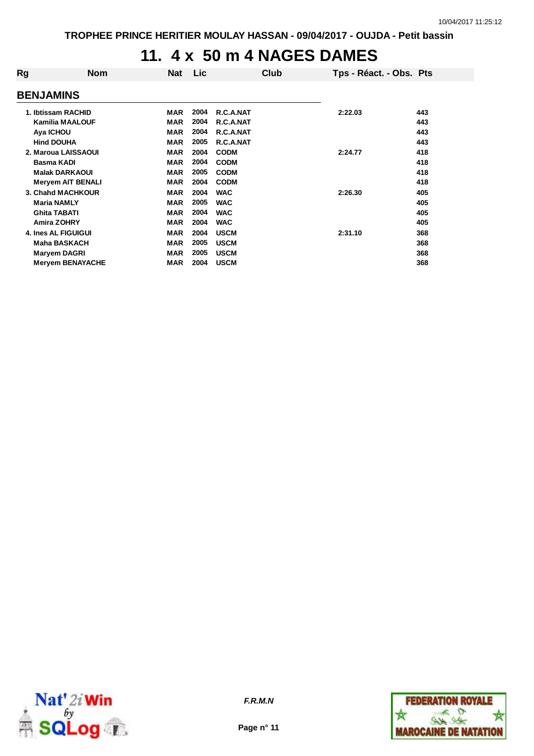TROPHEE PRINCE HERITIER MOULAY HASSAN - 09/04/2017 - OUJDA - Petit bassin

# 11. 4 x 50 m 4 NAGES DAMES

## BENJAMINS

| Rg | Nom | Nat | Lic | Club | Tps - Réact. - Obs. | Pts |
|---|---|---|---|---|---|---|
| 1. | Ibtissam RACHID | MAR | 2004 | R.C.A.NAT | 2:22.03 | 443 |
| | Kamilia MAALOUF | MAR | 2004 | R.C.A.NAT | | 443 |
| | Aya ICHOU | MAR | 2004 | R.C.A.NAT | | 443 |
| | Hind DOUHA | MAR | 2005 | R.C.A.NAT | | 443 |
| 2. | Maroua LAISSAOUI | MAR | 2004 | CODM | 2:24.77 | 418 |
| | Basma KADI | MAR | 2004 | CODM | | 418 |
| | Malak DARKAOUI | MAR | 2005 | CODM | | 418 |
| | Meryem AIT BENALI | MAR | 2004 | CODM | | 418 |
| 3. | Chahd MACHKOUR | MAR | 2004 | WAC | 2:26.30 | 405 |
| | Maria NAMLY | MAR | 2005 | WAC | | 405 |
| | Ghita TABATI | MAR | 2004 | WAC | | 405 |
| | Amira ZOHRY | MAR | 2004 | WAC | | 405 |
| 4. | Ines AL FIGUIGUI | MAR | 2004 | USCM | 2:31.10 | 368 |
| | Maha BASKACH | MAR | 2005 | USCM | | 368 |
| | Maryem DAGRI | MAR | 2005 | USCM | | 368 |
| | Meryem BENAYACHE | MAR | 2004 | USCM | | 368 |

*F.R.M.N*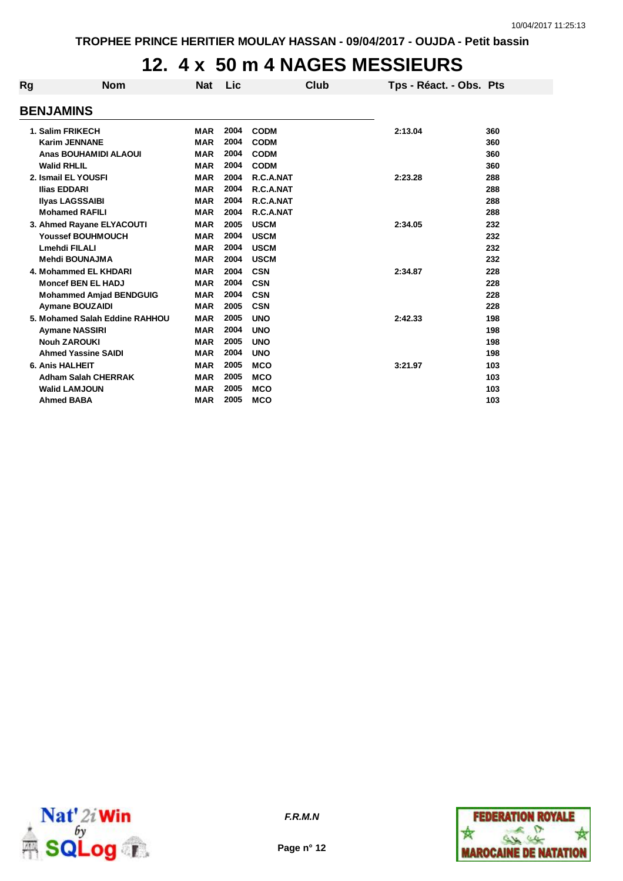TROPHEE PRINCE HERITIER MOULAY HASSAN - 09/04/2017 - OUJDA - Petit bassin

# 12. 4 x 50 m 4 NAGES MESSIEURS

## BENJAMINS

| Rg | Nom | Nat | Lic | Club | Tps - Réact. - Obs. | Pts |
|---|---|---|---|---|---|---|
| 1. | Salim FRIKECH | MAR | 2004 | CODM | 2:13.04 | 360 |
| | Karim JENNANE | MAR | 2004 | CODM | | 360 |
| | Anas BOUHAMIDI ALAOUI | MAR | 2004 | CODM | | 360 |
| | Walid RHLIL | MAR | 2004 | CODM | | 360 |
| 2. | Ismail EL YOUSFI | MAR | 2004 | R.C.A.NAT | 2:23.28 | 288 |
| | Ilias EDDARI | MAR | 2004 | R.C.A.NAT | | 288 |
| | Ilyas LAGSSAIBI | MAR | 2004 | R.C.A.NAT | | 288 |
| | Mohamed RAFILI | MAR | 2004 | R.C.A.NAT | | 288 |
| 3. | Ahmed Rayane ELYACOUTI | MAR | 2005 | USCM | 2:34.05 | 232 |
| | Youssef BOUHMOUCH | MAR | 2004 | USCM | | 232 |
| | Lmehdi FILALI | MAR | 2004 | USCM | | 232 |
| | Mehdi BOUNAJMA | MAR | 2004 | USCM | | 232 |
| 4. | Mohammed EL KHDARI | MAR | 2004 | CSN | 2:34.87 | 228 |
| | Moncef BEN EL HADJ | MAR | 2004 | CSN | | 228 |
| | Mohammed Amjad BENDGUIG | MAR | 2004 | CSN | | 228 |
| | Aymane BOUZAIDI | MAR | 2005 | CSN | | 228 |
| 5. | Mohamed Salah Eddine RAHHOU | MAR | 2005 | UNO | 2:42.33 | 198 |
| | Aymane NASSIRI | MAR | 2004 | UNO | | 198 |
| | Nouh ZAROUKI | MAR | 2005 | UNO | | 198 |
| | Ahmed Yassine SAIDI | MAR | 2004 | UNO | | 198 |
| 6. | Anis HALHEIT | MAR | 2005 | MCO | 3:21.97 | 103 |
| | Adham Salah CHERRAK | MAR | 2005 | MCO | | 103 |
| | Walid LAMJOUN | MAR | 2005 | MCO | | 103 |
| | Ahmed BABA | MAR | 2005 | MCO | | 103 |

*F.R.M.N*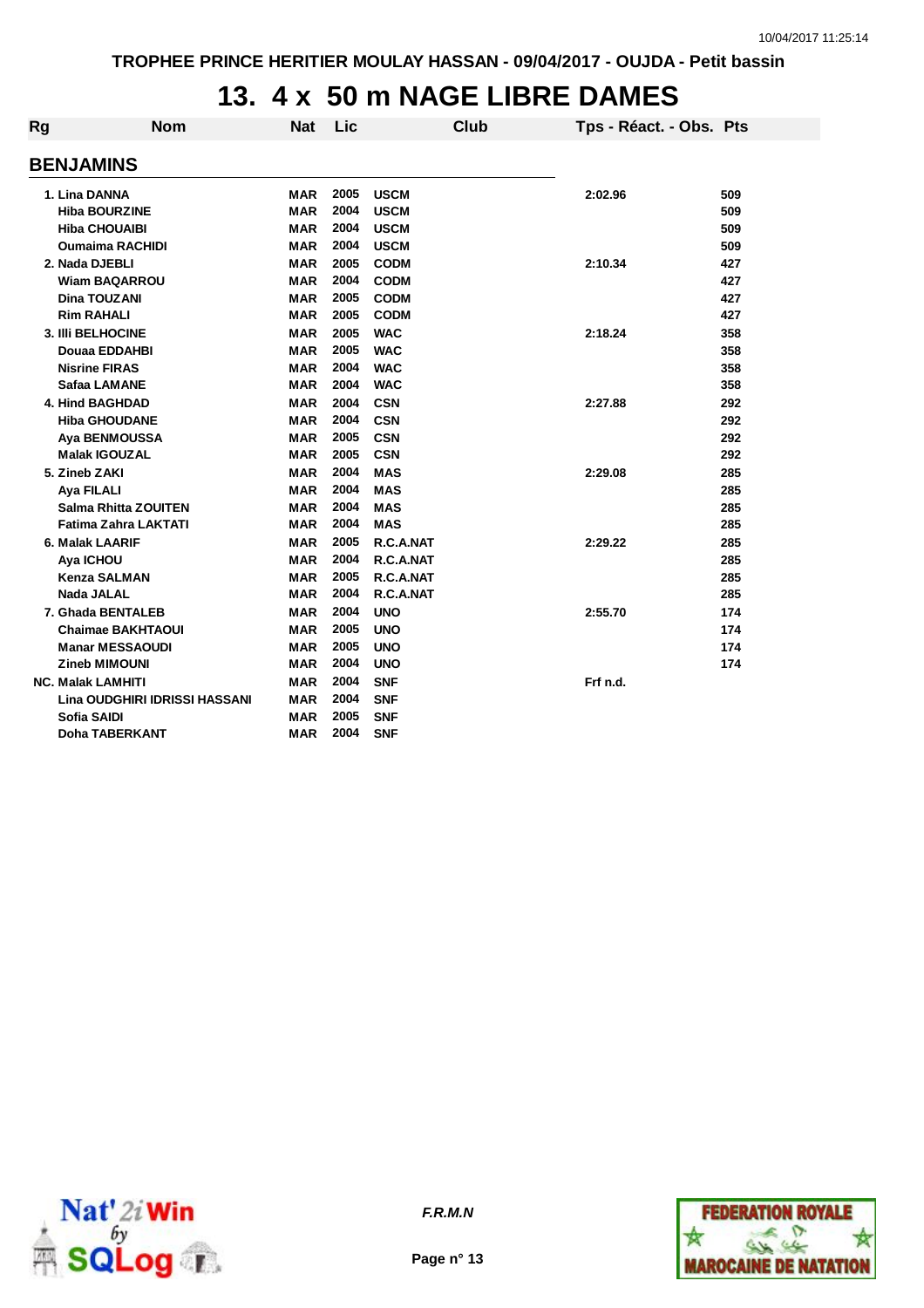# 13. 4 x 50 m NAGE LIBRE DAMES

## BENJAMINS

| Rg | Nom | Nat | Lic | Club | Tps - Réact. - Obs. | Pts |
|---|---|---|---|---|---|---|
| 1. | Lina DANNA | MAR | 2005 | USCM | 2:02.96 | 509 |
| | Hiba BOURZINE | MAR | 2004 | USCM | | 509 |
| | Hiba CHOUAIBI | MAR | 2004 | USCM | | 509 |
| | Oumaima RACHIDI | MAR | 2004 | USCM | | 509 |
| 2. | Nada DJEBLI | MAR | 2005 | CODM | 2:10.34 | 427 |
| | Wiam BAQARROU | MAR | 2004 | CODM | | 427 |
| | Dina TOUZANI | MAR | 2005 | CODM | | 427 |
| | Rim RAHALI | MAR | 2005 | CODM | | 427 |
| 3. | Illi BELHOCINE | MAR | 2005 | WAC | 2:18.24 | 358 |
| | Douaa EDDAHBI | MAR | 2005 | WAC | | 358 |
| | Nisrine FIRAS | MAR | 2004 | WAC | | 358 |
| | Safaa LAMANE | MAR | 2004 | WAC | | 358 |
| 4. | Hind BAGHDAD | MAR | 2004 | CSN | 2:27.88 | 292 |
| | Hiba GHOUDANE | MAR | 2004 | CSN | | 292 |
| | Aya BENMOUSSA | MAR | 2005 | CSN | | 292 |
| | Malak IGOUZAL | MAR | 2005 | CSN | | 292 |
| 5. | Zineb ZAKI | MAR | 2004 | MAS | 2:29.08 | 285 |
| | Aya FILALI | MAR | 2004 | MAS | | 285 |
| | Salma Rhitta ZOUITEN | MAR | 2004 | MAS | | 285 |
| | Fatima Zahra LAKTATI | MAR | 2004 | MAS | | 285 |
| 6. | Malak LAARIF | MAR | 2005 | R.C.A.NAT | 2:29.22 | 285 |
| | Aya ICHOU | MAR | 2004 | R.C.A.NAT | | 285 |
| | Kenza SALMAN | MAR | 2005 | R.C.A.NAT | | 285 |
| | Nada JALAL | MAR | 2004 | R.C.A.NAT | | 285 |
| 7. | Ghada BENTALEB | MAR | 2004 | UNO | 2:55.70 | 174 |
| | Chaimae BAKHTAOUI | MAR | 2005 | UNO | | 174 |
| | Manar MESSAOUDI | MAR | 2005 | UNO | | 174 |
| | Zineb MIMOUNI | MAR | 2004 | UNO | | 174 |
| NC. | Malak LAMHITI | MAR | 2004 | SNF | Frf n.d. | |
| | Lina OUDGHIRI IDRISSI HASSANI | MAR | 2004 | SNF | | |
| | Sofia SAIDI | MAR | 2005 | SNF | | |
| | Doha TABERKANT | MAR | 2004 | SNF | | |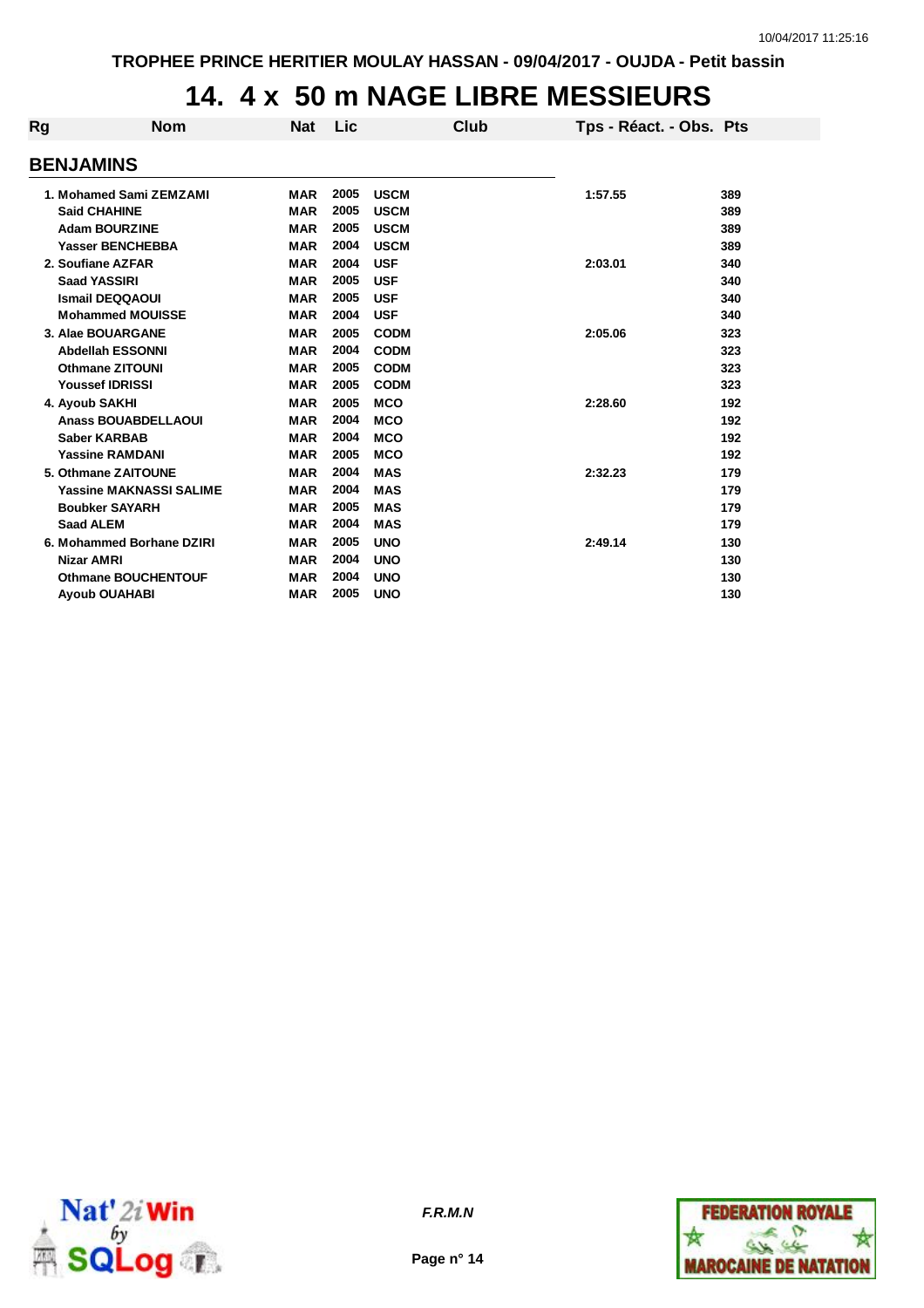# 14. 4 x 50 m NAGE LIBRE MESSIEURS

## BENJAMINS

| Rg | Nom | Nat | Lic | Club | Tps - Réact. - Obs. | Pts |
|---|---|---|---|---|---|---|
| 1. | Mohamed Sami ZEMZAMI | MAR | 2005 | USCM | 1:57.55 | 389 |
| | Said CHAHINE | MAR | 2005 | USCM | | 389 |
| | Adam BOURZINE | MAR | 2005 | USCM | | 389 |
| | Yasser BENCHEBBA | MAR | 2004 | USCM | | 389 |
| 2. | Soufiane AZFAR | MAR | 2004 | USF | 2:03.01 | 340 |
| | Saad YASSIRI | MAR | 2005 | USF | | 340 |
| | Ismail DEQQAOUI | MAR | 2005 | USF | | 340 |
| | Mohammed MOUISSE | MAR | 2004 | USF | | 340 |
| 3. | Alae BOUARGANE | MAR | 2005 | CODM | 2:05.06 | 323 |
| | Abdellah ESSONNI | MAR | 2004 | CODM | | 323 |
| | Othmane ZITOUNI | MAR | 2005 | CODM | | 323 |
| | Youssef IDRISSI | MAR | 2005 | CODM | | 323 |
| 4. | Ayoub SAKHI | MAR | 2005 | MCO | 2:28.60 | 192 |
| | Anass BOUABDELLAOUI | MAR | 2004 | MCO | | 192 |
| | Saber KARBAB | MAR | 2004 | MCO | | 192 |
| | Yassine RAMDANI | MAR | 2005 | MCO | | 192 |
| 5. | Othmane ZAITOUNE | MAR | 2004 | MAS | 2:32.23 | 179 |
| | Yassine MAKNASSI SALIME | MAR | 2004 | MAS | | 179 |
| | Boubker SAYARH | MAR | 2005 | MAS | | 179 |
| | Saad ALEM | MAR | 2004 | MAS | | 179 |
| 6. | Mohammed Borhane DZIRI | MAR | 2005 | UNO | 2:49.14 | 130 |
| | Nizar AMRI | MAR | 2004 | UNO | | 130 |
| | Othmane BOUCHENTOUF | MAR | 2004 | UNO | | 130 |
| | Ayoub OUAHABI | MAR | 2005 | UNO | | 130 |